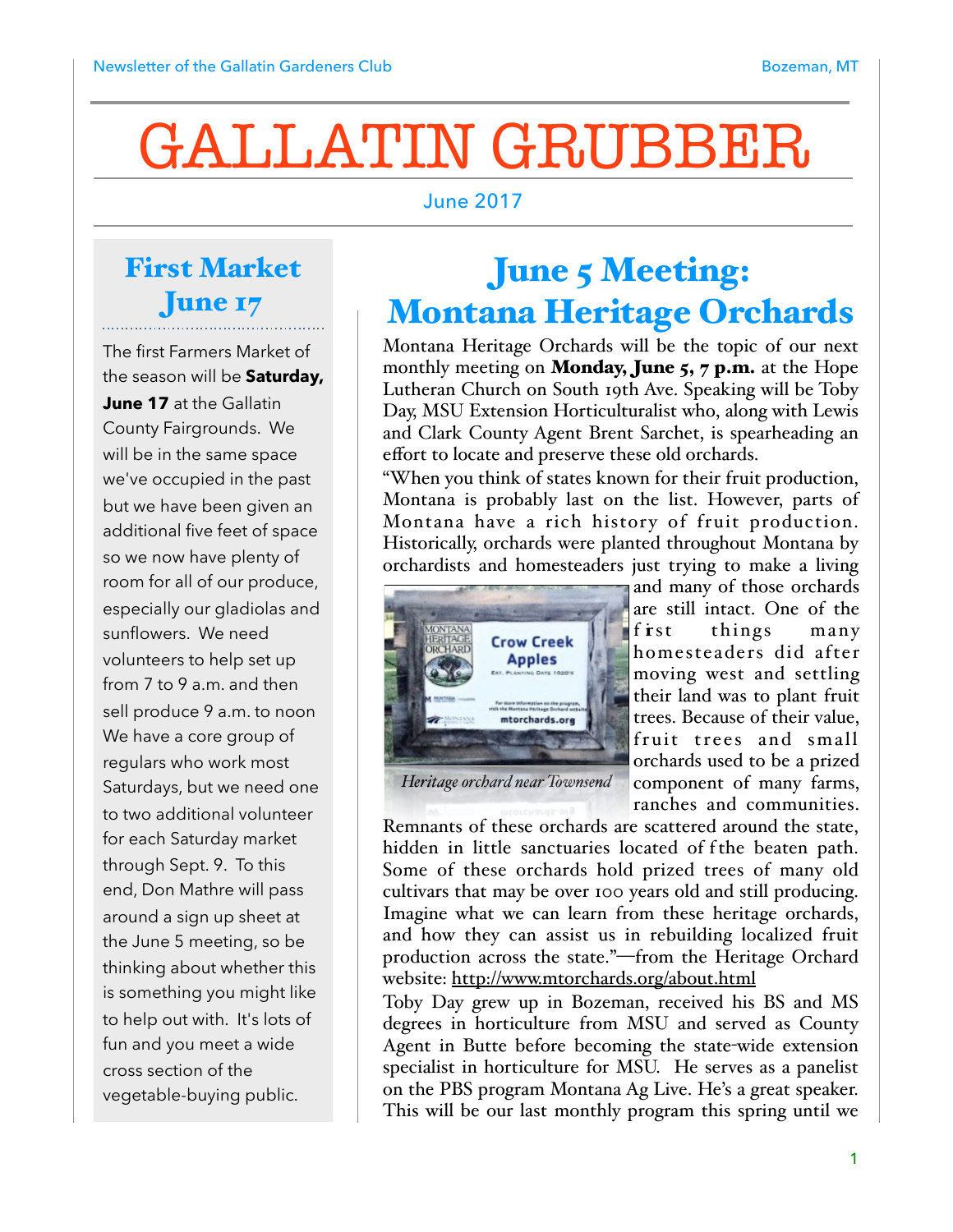# GALLATIN GRUBBER

June 2017

## First Market June 17

The first Farmers Market of the season will be **Saturday, June 17** at the Gallatin County Fairgrounds. We will be in the same space we've occupied in the past but we have been given an additional five feet of space so we now have plenty of room for all of our produce, especially our gladiolas and sunflowers. We need volunteers to help set up from 7 to 9 a.m. and then sell produce 9 a.m. to noon We have a core group of regulars who work most Saturdays, but we need one to two additional volunteer for each Saturday market through Sept. 9. To this end, Don Mathre will pass around a sign up sheet at the June 5 meeting, so be thinking about whether this is something you might like to help out with. It's lots of fun and you meet a wide cross section of the vegetable-buying public.

## June 5 Meeting: Montana Heritage Orchards

Montana Heritage Orchards will be the topic of our next monthly meeting on **Monday, June 5, 7 p.m.** at the Hope Lutheran Church on South 19th Ave. Speaking will be Toby Day, MSU Extension Horticulturalist who, along with Lewis and Clark County Agent Brent Sarchet, is spearheading an effort to locate and preserve these old orchards.

"When you think of states known for their fruit production, Montana is probably last on the list. However, parts of Montana have a rich history of fruit production. Historically, orchards were planted throughout Montana by orchardists and homesteaders just trying to make a living and many of those orchards are still intact. One of the first things many homesteaders did after moving west and settling their land was to plant fruit trees. Because of their value, fruit trees and small orchards used to be a prized component of many farms, ranches and communities. Remnants of these orchards are scattered around the state, hidden in little sanctuaries located off the beaten path. Some of these orchards hold prized trees of many old cultivars that may be over 100 years old and still producing. Imagine what we can learn from these heritage orchards, and how they can assist us in rebuilding localized fruit production across the state."—from the Heritage Orchard website: http://www.mtorchards.org/about.html

*Heritage orchard near Townsend*

Toby Day grew up in Bozeman, received his BS and MS degrees in horticulture from MSU and served as County Agent in Butte before becoming the state-wide extension specialist in horticulture for MSU. He serves as a panelist on the PBS program Montana Ag Live. He's a great speaker. This will be our last monthly program this spring until we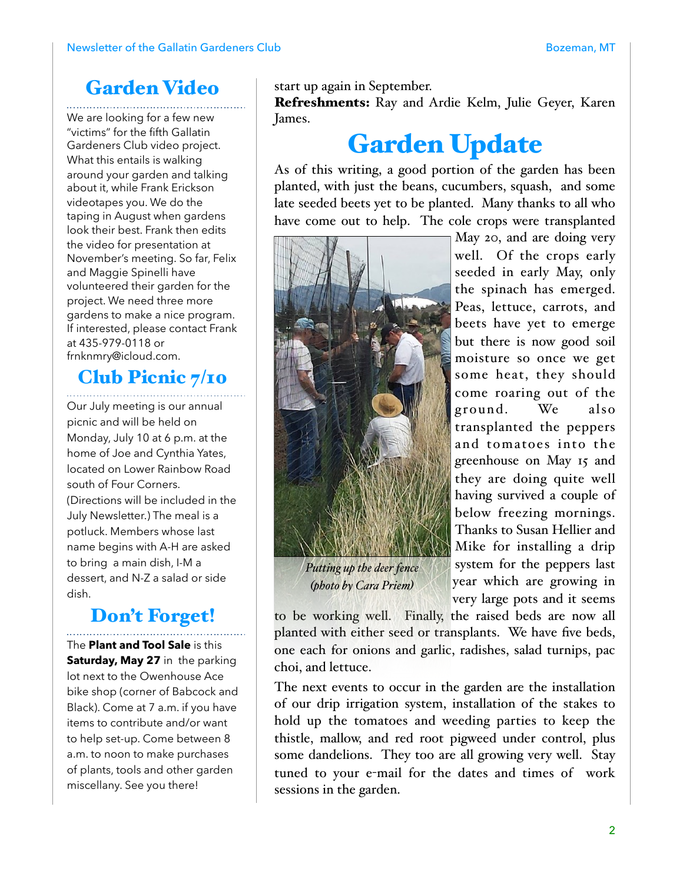## Garden Video

We are looking for a few new "victims" for the fifth Gallatin Gardeners Club video project. What this entails is walking around your garden and talking about it, while Frank Erickson videotapes you. We do the taping in August when gardens look their best. Frank then edits the video for presentation at November's meeting. So far, Felix and Maggie Spinelli have volunteered their garden for the project. We need three more gardens to make a nice program. If interested, please contact Frank at 435-979-0118 or frnknmry@icloud.com.

## Club Picnic 7/10

Our July meeting is our annual picnic and will be held on Monday, July 10 at 6 p.m. at the home of Joe and Cynthia Yates, located on Lower Rainbow Road south of Four Corners. (Directions will be included in the July Newsletter.) The meal is a potluck. Members whose last name begins with A-H are asked to bring a main dish, I-M a dessert, and N-Z a salad or side dish.

## Don't Forget!

The **Plant and Tool Sale** is this **Saturday, May 27** in the parking lot next to the Owenhouse Ace bike shop (corner of Babcock and Black). Come at 7 a.m. if you have items to contribute and/or want to help set-up. Come between 8 a.m. to noon to make purchases of plants, tools and other garden miscellany. See you there!

start up again in September.

**Refreshments:** Ray and Ardie Kelm, Julie Geyer, Karen James.

## Garden Update

As of this writing, a good portion of the garden has been planted, with just the beans, cucumbers, squash, and some late seeded beets yet to be planted. Many thanks to all who have come out to help. The cole crops were transplanted May 20, and are doing very well. Of the crops early seeded in early May, only the spinach has emerged. Peas, lettuce, carrots, and beets have yet to emerge but there is now good soil moisture so once we get some heat, they should come roaring out of the ground. We also transplanted the peppers and tomatoes into the greenhouse on May 15 and they are doing quite well having survived a couple of below freezing mornings. Thanks to Susan Hellier and Mike for installing a drip system for the peppers last year which are growing in very large pots and it seems to be working well. Finally, the raised beds are now all planted with either seed or transplants. We have five beds, one each for onions and garlic, radishes, salad turnips, pac choi, and lettuce.

*Putting up the deer fence (photo by Cara Priem)*

The next events to occur in the garden are the installation of our drip irrigation system, installation of the stakes to hold up the tomatoes and weeding parties to keep the thistle, mallow, and red root pigweed under control, plus some dandelions. They too are all growing very well. Stay tuned to your e-mail for the dates and times of work sessions in the garden.